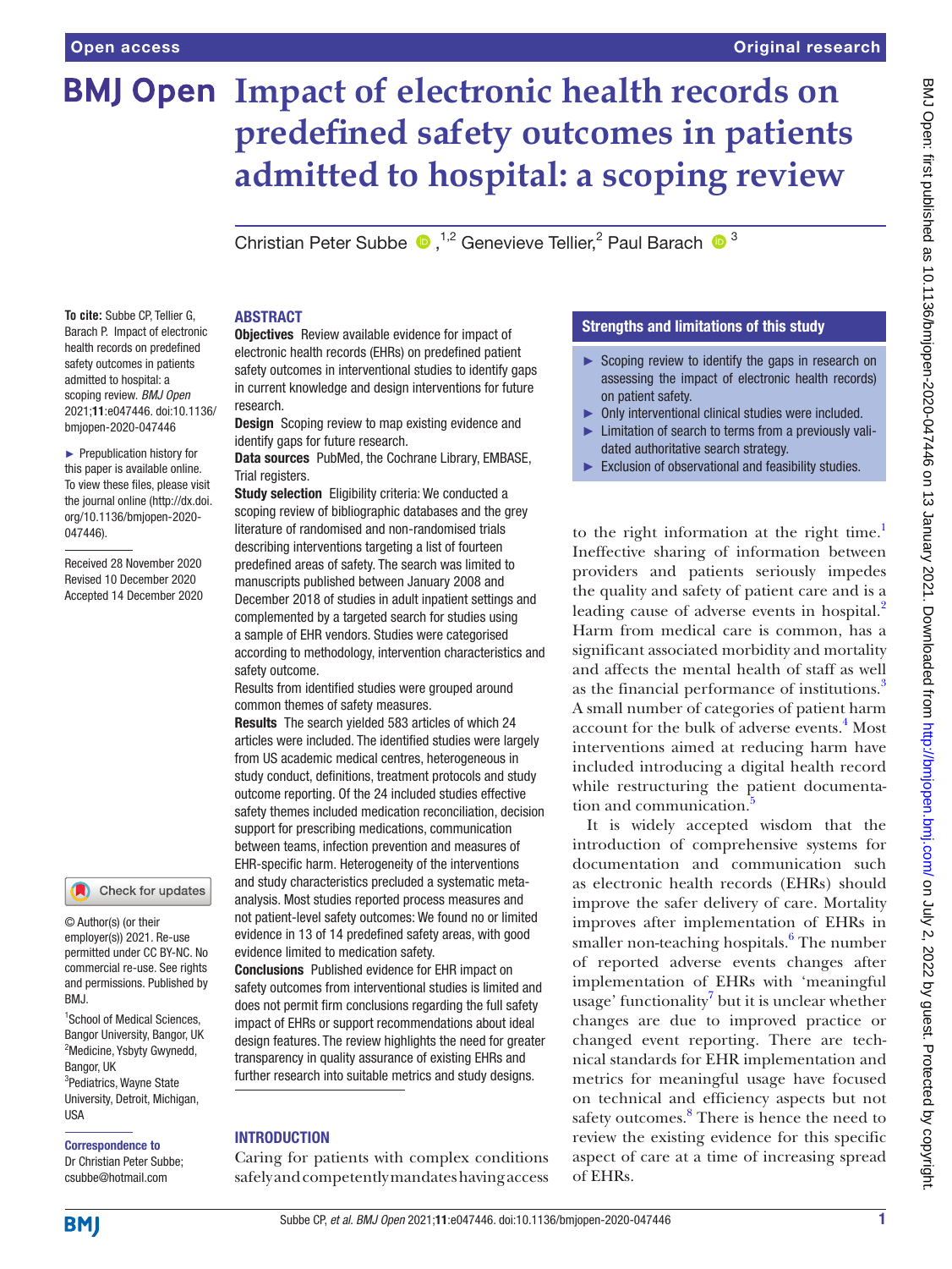# Impact of electronic health records on predefined safety outcomes in patients admitted to hospital: a scoping review

Christian Peter Subbe [1,2], Genevieve Tellier,[2] Paul Barach [3]

**To cite:** Subbe CP, Tellier G, Barach P. Impact of electronic health records on predefined safety outcomes in patients admitted to hospital: a scoping review. *BMJ Open* 2021;**11**:e047446. doi:10.1136/bmjopen-2020-047446

► Prepublication history for this paper is available online. To view these files, please visit the journal online (http://dx.doi.org/10.1136/bmjopen-2020-047446).

Received 28 November 2020
Revised 10 December 2020
Accepted 14 December 2020

© Author(s) (or their employer(s)) 2021. Re-use permitted under CC BY-NC. No commercial re-use. See rights and permissions. Published by BMJ.

[1]School of Medical Sciences, Bangor University, Bangor, UK
[2]Medicine, Ysbyty Gwynedd, Bangor, UK
[3]Pediatrics, Wayne State University, Detroit, Michigan, USA

**Correspondence to**
Dr Christian Peter Subbe; csubbe@hotmail.com

## ABSTRACT

**Objectives** Review available evidence for impact of electronic health records (EHRs) on predefined patient safety outcomes in interventional studies to identify gaps in current knowledge and design interventions for future research.

**Design** Scoping review to map existing evidence and identify gaps for future research.

**Data sources** PubMed, the Cochrane Library, EMBASE, Trial registers.

**Study selection** Eligibility criteria: We conducted a scoping review of bibliographic databases and the grey literature of randomised and non-randomised trials describing interventions targeting a list of fourteen predefined areas of safety. The search was limited to manuscripts published between January 2008 and December 2018 of studies in adult inpatient settings and complemented by a targeted search for studies using a sample of EHR vendors. Studies were categorised according to methodology, intervention characteristics and safety outcome.

Results from identified studies were grouped around common themes of safety measures.

**Results** The search yielded 583 articles of which 24 articles were included. The identified studies were largely from US academic medical centres, heterogeneous in study conduct, definitions, treatment protocols and study outcome reporting. Of the 24 included studies effective safety themes included medication reconciliation, decision support for prescribing medications, communication between teams, infection prevention and measures of EHR-specific harm. Heterogeneity of the interventions and study characteristics precluded a systematic meta-analysis. Most studies reported process measures and not patient-level safety outcomes: We found no or limited evidence in 13 of 14 predefined safety areas, with good evidence limited to medication safety.

**Conclusions** Published evidence for EHR impact on safety outcomes from interventional studies is limited and does not permit firm conclusions regarding the full safety impact of EHRs or support recommendations about ideal design features. The review highlights the need for greater transparency in quality assurance of existing EHRs and further research into suitable metrics and study designs.

## Strengths and limitations of this study

- ► Scoping review to identify the gaps in research on assessing the impact of electronic health records) on patient safety.
- ► Only interventional clinical studies were included.
- ► Limitation of search to terms from a previously validated authoritative search strategy.
- ► Exclusion of observational and feasibility studies.

## INTRODUCTION

Caring for patients with complex conditions safely and competently mandates having access to the right information at the right time.[1] Ineffective sharing of information between providers and patients seriously impedes the quality and safety of patient care and is a leading cause of adverse events in hospital.[2] Harm from medical care is common, has a significant associated morbidity and mortality and affects the mental health of staff as well as the financial performance of institutions.[3] A small number of categories of patient harm account for the bulk of adverse events.[4] Most interventions aimed at reducing harm have included introducing a digital health record while restructuring the patient documentation and communication.[5]

It is widely accepted wisdom that the introduction of comprehensive systems for documentation and communication such as electronic health records (EHRs) should improve the safer delivery of care. Mortality improves after implementation of EHRs in smaller non-teaching hospitals.[6] The number of reported adverse events changes after implementation of EHRs with 'meaningful usage' functionality[7] but it is unclear whether changes are due to improved practice or changed event reporting. There are technical standards for EHR implementation and metrics for meaningful usage have focused on technical and efficiency aspects but not safety outcomes.[8] There is hence the need to review the existing evidence for this specific aspect of care at a time of increasing spread of EHRs.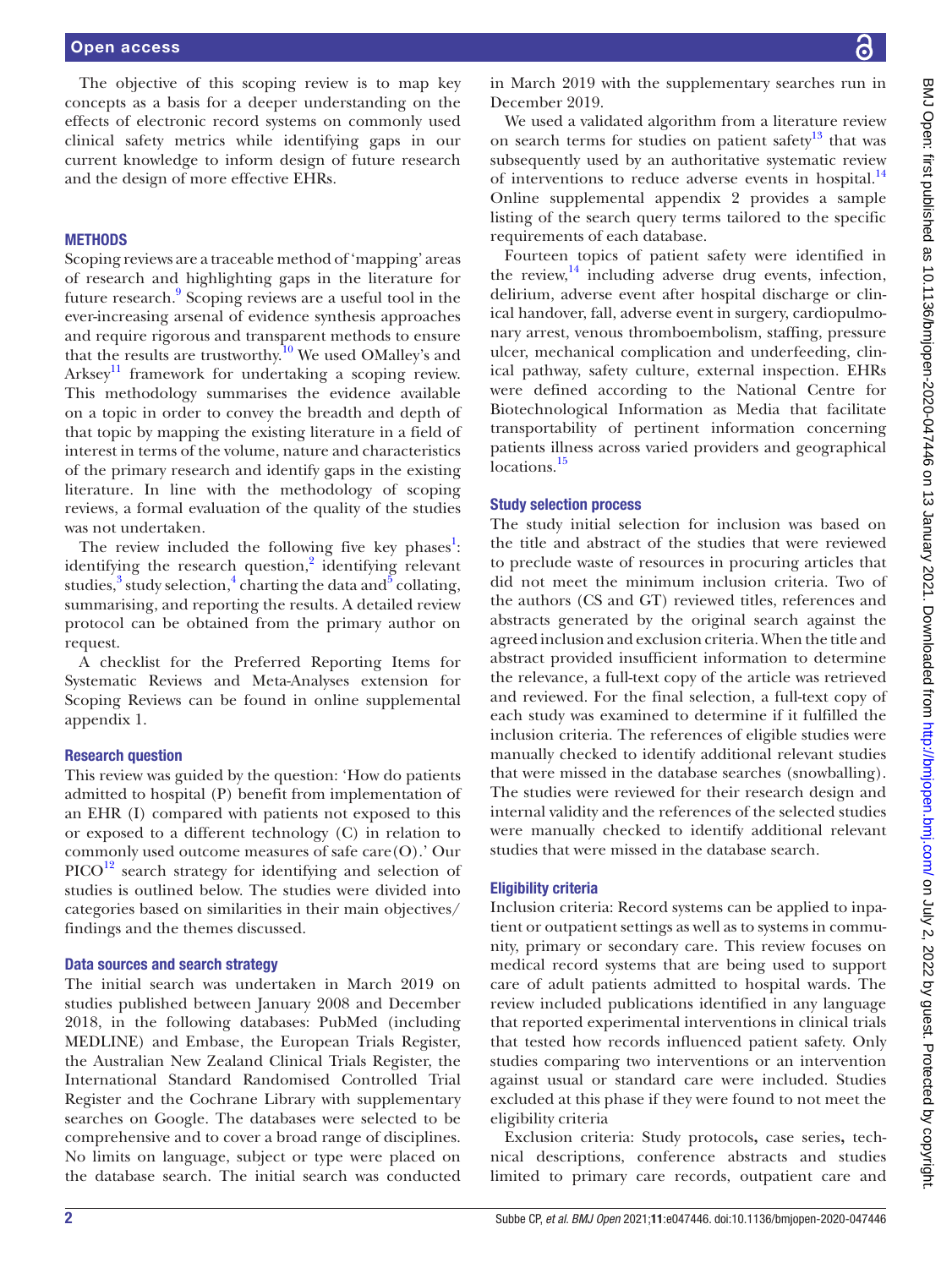The objective of this scoping review is to map key concepts as a basis for a deeper understanding on the effects of electronic record systems on commonly used clinical safety metrics while identifying gaps in our current knowledge to inform design of future research and the design of more effective EHRs.

## METHODS

Scoping reviews are a traceable method of 'mapping' areas of research and highlighting gaps in the literature for future research.[9] Scoping reviews are a useful tool in the ever-increasing arsenal of evidence synthesis approaches and require rigorous and transparent methods to ensure that the results are trustworthy.[10] We used OMalley's and Arksey[11] framework for undertaking a scoping review. This methodology summarises the evidence available on a topic in order to convey the breadth and depth of that topic by mapping the existing literature in a field of interest in terms of the volume, nature and characteristics of the primary research and identify gaps in the existing literature. In line with the methodology of scoping reviews, a formal evaluation of the quality of the studies was not undertaken.

The review included the following five key phases[1]: identifying the research question,[2] identifying relevant studies,[3] study selection,[4] charting the data and[5] collating, summarising, and reporting the results. A detailed review protocol can be obtained from the primary author on request.

A checklist for the Preferred Reporting Items for Systematic Reviews and Meta-Analyses extension for Scoping Reviews can be found in online supplemental appendix 1.

### Research question

This review was guided by the question: 'How do patients admitted to hospital (P) benefit from implementation of an EHR (I) compared with patients not exposed to this or exposed to a different technology (C) in relation to commonly used outcome measures of safe care(O).' Our PICO[12] search strategy for identifying and selection of studies is outlined below. The studies were divided into categories based on similarities in their main objectives/findings and the themes discussed.

### Data sources and search strategy

The initial search was undertaken in March 2019 on studies published between January 2008 and December 2018, in the following databases: PubMed (including MEDLINE) and Embase, the European Trials Register, the Australian New Zealand Clinical Trials Register, the International Standard Randomised Controlled Trial Register and the Cochrane Library with supplementary searches on Google. The databases were selected to be comprehensive and to cover a broad range of disciplines. No limits on language, subject or type were placed on the database search. The initial search was conducted in March 2019 with the supplementary searches run in December 2019.

We used a validated algorithm from a literature review on search terms for studies on patient safety[13] that was subsequently used by an authoritative systematic review of interventions to reduce adverse events in hospital.[14] Online supplemental appendix 2 provides a sample listing of the search query terms tailored to the specific requirements of each database.

Fourteen topics of patient safety were identified in the review,[14] including adverse drug events, infection, delirium, adverse event after hospital discharge or clinical handover, fall, adverse event in surgery, cardiopulmonary arrest, venous thromboembolism, staffing, pressure ulcer, mechanical complication and underfeeding, clinical pathway, safety culture, external inspection. EHRs were defined according to the National Centre for Biotechnological Information as Media that facilitate transportability of pertinent information concerning patients illness across varied providers and geographical locations.[15]

### Study selection process

The study initial selection for inclusion was based on the title and abstract of the studies that were reviewed to preclude waste of resources in procuring articles that did not meet the minimum inclusion criteria. Two of the authors (CS and GT) reviewed titles, references and abstracts generated by the original search against the agreed inclusion and exclusion criteria. When the title and abstract provided insufficient information to determine the relevance, a full-text copy of the article was retrieved and reviewed. For the final selection, a full-text copy of each study was examined to determine if it fulfilled the inclusion criteria. The references of eligible studies were manually checked to identify additional relevant studies that were missed in the database searches (snowballing). The studies were reviewed for their research design and internal validity and the references of the selected studies were manually checked to identify additional relevant studies that were missed in the database search.

### Eligibility criteria

Inclusion criteria: Record systems can be applied to inpatient or outpatient settings as well as to systems in community, primary or secondary care. This review focuses on medical record systems that are being used to support care of adult patients admitted to hospital wards. The review included publications identified in any language that reported experimental interventions in clinical trials that tested how records influenced patient safety. Only studies comparing two interventions or an intervention against usual or standard care were included. Studies excluded at this phase if they were found to not meet the eligibility criteria

Exclusion criteria: Study protocols**,** case series**,** technical descriptions, conference abstracts and studies limited to primary care records, outpatient care and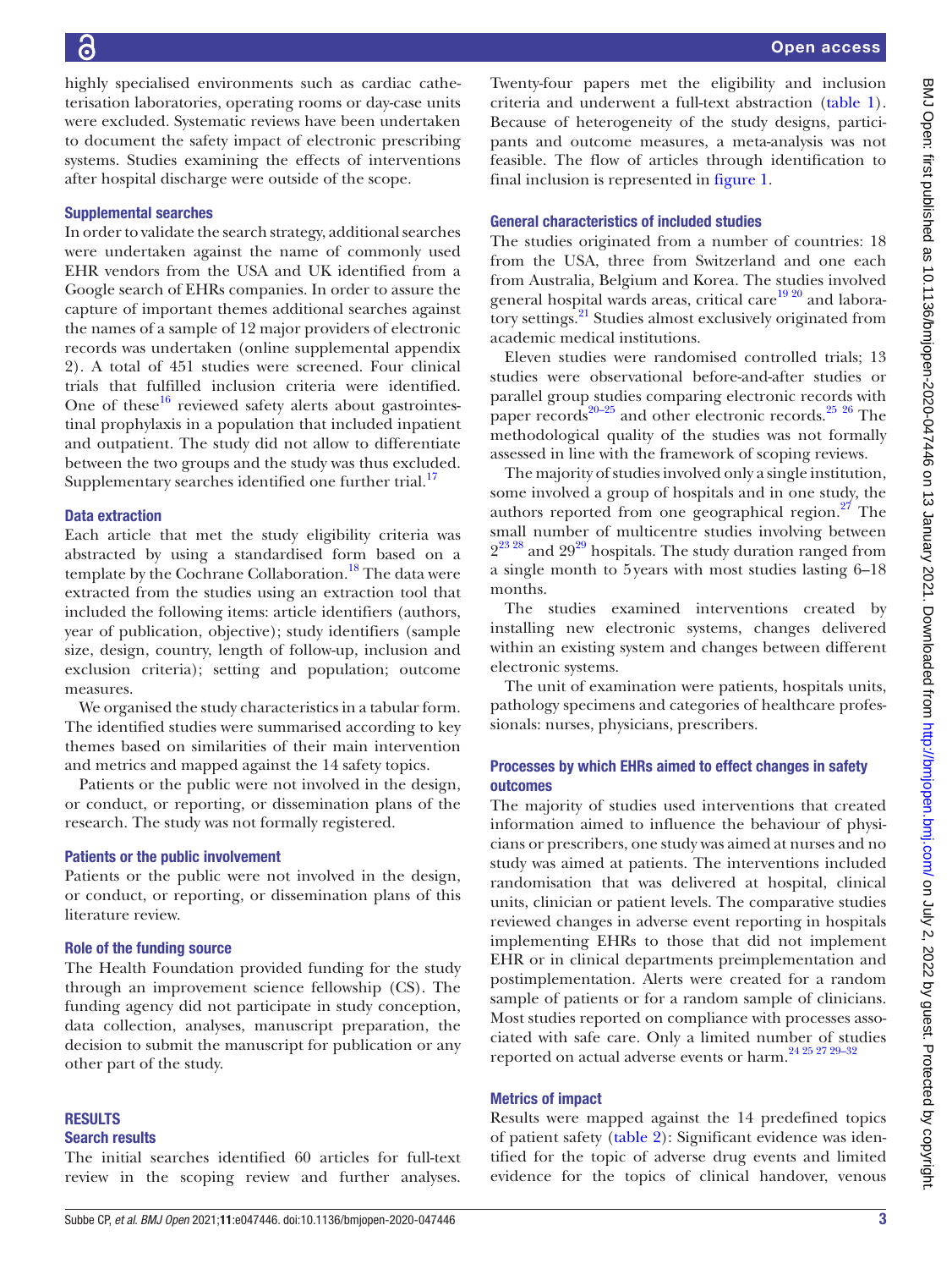highly specialised environments such as cardiac catheterisation laboratories, operating rooms or day-case units were excluded. Systematic reviews have been undertaken to document the safety impact of electronic prescribing systems. Studies examining the effects of interventions after hospital discharge were outside of the scope.

### Supplemental searches

In order to validate the search strategy, additional searches were undertaken against the name of commonly used EHR vendors from the USA and UK identified from a Google search of EHRs companies. In order to assure the capture of important themes additional searches against the names of a sample of 12 major providers of electronic records was undertaken (online supplemental appendix 2). A total of 451 studies were screened. Four clinical trials that fulfilled inclusion criteria were identified. One of these[16] reviewed safety alerts about gastrointestinal prophylaxis in a population that included inpatient and outpatient. The study did not allow to differentiate between the two groups and the study was thus excluded. Supplementary searches identified one further trial.[17]

### Data extraction

Each article that met the study eligibility criteria was abstracted by using a standardised form based on a template by the Cochrane Collaboration.[18] The data were extracted from the studies using an extraction tool that included the following items: article identifiers (authors, year of publication, objective); study identifiers (sample size, design, country, length of follow-up, inclusion and exclusion criteria); setting and population; outcome measures.

We organised the study characteristics in a tabular form. The identified studies were summarised according to key themes based on similarities of their main intervention and metrics and mapped against the 14 safety topics.

Patients or the public were not involved in the design, or conduct, or reporting, or dissemination plans of the research. The study was not formally registered.

### Patients or the public involvement

Patients or the public were not involved in the design, or conduct, or reporting, or dissemination plans of this literature review.

### Role of the funding source

The Health Foundation provided funding for the study through an improvement science fellowship (CS). The funding agency did not participate in study conception, data collection, analyses, manuscript preparation, the decision to submit the manuscript for publication or any other part of the study.

## RESULTS

### Search results

The initial searches identified 60 articles for full-text review in the scoping review and further analyses. Twenty-four papers met the eligibility and inclusion criteria and underwent a full-text abstraction (table 1). Because of heterogeneity of the study designs, participants and outcome measures, a meta-analysis was not feasible. The flow of articles through identification to final inclusion is represented in figure 1.

### General characteristics of included studies

The studies originated from a number of countries: 18 from the USA, three from Switzerland and one each from Australia, Belgium and Korea. The studies involved general hospital wards areas, critical care[19 20] and laboratory settings.[21] Studies almost exclusively originated from academic medical institutions.

Eleven studies were randomised controlled trials; 13 studies were observational before-and-after studies or parallel group studies comparing electronic records with paper records[20–25] and other electronic records.[25 26] The methodological quality of the studies was not formally assessed in line with the framework of scoping reviews.

The majority of studies involved only a single institution, some involved a group of hospitals and in one study, the authors reported from one geographical region.[27] The small number of multicentre studies involving between 2[23 28] and 29[29] hospitals. The study duration ranged from a single month to 5 years with most studies lasting 6–18 months.

The studies examined interventions created by installing new electronic systems, changes delivered within an existing system and changes between different electronic systems.

The unit of examination were patients, hospitals units, pathology specimens and categories of healthcare professionals: nurses, physicians, prescribers.

### Processes by which EHRs aimed to effect changes in safety outcomes

The majority of studies used interventions that created information aimed to influence the behaviour of physicians or prescribers, one study was aimed at nurses and no study was aimed at patients. The interventions included randomisation that was delivered at hospital, clinical units, clinician or patient levels. The comparative studies reviewed changes in adverse event reporting in hospitals implementing EHRs to those that did not implement EHR or in clinical departments preimplementation and postimplementation. Alerts were created for a random sample of patients or for a random sample of clinicians. Most studies reported on compliance with processes associated with safe care. Only a limited number of studies reported on actual adverse events or harm.[24 25 27 29–32]

### Metrics of impact

Results were mapped against the 14 predefined topics of patient safety (table 2): Significant evidence was identified for the topic of adverse drug events and limited evidence for the topics of clinical handover, venous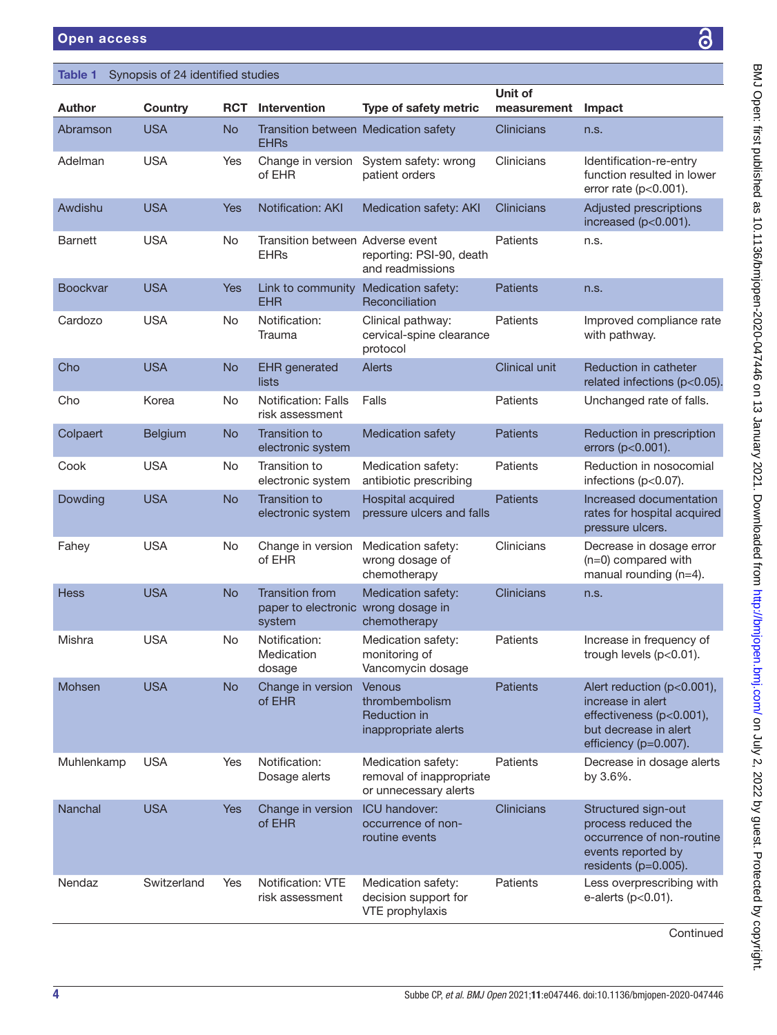**Table 1** Synopsis of 24 identified studies

| Author | Country | RCT | Intervention | Type of safety metric | Unit of measurement | Impact |
|---|---|---|---|---|---|---|
| Abramson | USA | No | Transition between EHRs | Medication safety | Clinicians | n.s. |
| Adelman | USA | Yes | Change in version of EHR | System safety: wrong patient orders | Clinicians | Identification-re-entry function resulted in lower error rate (p<0.001). |
| Awdishu | USA | Yes | Notification: AKI | Medication safety: AKI | Clinicians | Adjusted prescriptions increased (p<0.001). |
| Barnett | USA | No | Transition between EHRs | Adverse event reporting: PSI-90, death and readmissions | Patients | n.s. |
| Boockvar | USA | Yes | Link to community EHR | Medication safety: Reconciliation | Patients | n.s. |
| Cardozo | USA | No | Notification: Trauma | Clinical pathway: cervical-spine clearance protocol | Patients | Improved compliance rate with pathway. |
| Cho | USA | No | EHR generated lists | Alerts | Clinical unit | Reduction in catheter related infections (p<0.05). |
| Cho | Korea | No | Notification: Falls risk assessment | Falls | Patients | Unchanged rate of falls. |
| Colpaert | Belgium | No | Transition to electronic system | Medication safety | Patients | Reduction in prescription errors (p<0.001). |
| Cook | USA | No | Transition to electronic system | Medication safety: antibiotic prescribing | Patients | Reduction in nosocomial infections (p<0.07). |
| Dowding | USA | No | Transition to electronic system | Hospital acquired pressure ulcers and falls | Patients | Increased documentation rates for hospital acquired pressure ulcers. |
| Fahey | USA | No | Change in version of EHR | Medication safety: wrong dosage of chemotherapy | Clinicians | Decrease in dosage error (n=0) compared with manual rounding (n=4). |
| Hess | USA | No | Transition from paper to electronic system | Medication safety: wrong dosage in chemotherapy | Clinicians | n.s. |
| Mishra | USA | No | Notification: Medication dosage | Medication safety: monitoring of Vancomycin dosage | Patients | Increase in frequency of trough levels (p<0.01). |
| Mohsen | USA | No | Change in version of EHR | Venous thrombembolism Reduction in inappropriate alerts | Patients | Alert reduction (p<0.001), increase in alert effectiveness (p<0.001), but decrease in alert efficiency (p=0.007). |
| Muhlenkamp | USA | Yes | Notification: Dosage alerts | Medication safety: removal of inappropriate or unnecessary alerts | Patients | Decrease in dosage alerts by 3.6%. |
| Nanchal | USA | Yes | Change in version of EHR | ICU handover: occurrence of non-routine events | Clinicians | Structured sign-out process reduced the occurrence of non-routine events reported by residents (p=0.005). |
| Nendaz | Switzerland | Yes | Notification: VTE risk assessment | Medication safety: decision support for VTE prophylaxis | Patients | Less overprescribing with e-alerts (p<0.01). |

Continued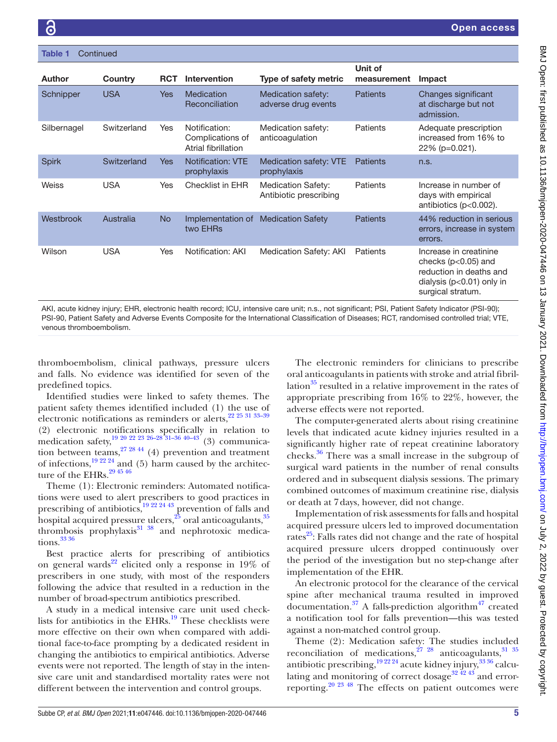**Table 1** Continued

| Author | Country | RCT | Intervention | Type of safety metric | Unit of measurement | Impact |
|---|---|---|---|---|---|---|
| Schnipper | USA | Yes | Medication Reconciliation | Medication safety: adverse drug events | Patients | Changes significant at discharge but not admission. |
| Silbernagel | Switzerland | Yes | Notification: Complications of Atrial fibrillation | Medication safety: anticoagulation | Patients | Adequate prescription increased from 16% to 22% (p=0.021). |
| Spirk | Switzerland | Yes | Notification: VTE prophylaxis | Medication safety: VTE prophylaxis | Patients | n.s. |
| Weiss | USA | Yes | Checklist in EHR | Medication Safety: Antibiotic prescribing | Patients | Increase in number of days with empirical antibiotics (p<0.002). |
| Westbrook | Australia | No | Implementation of two EHRs | Medication Safety | Patients | 44% reduction in serious errors, increase in system errors. |
| Wilson | USA | Yes | Notification: AKI | Medication Safety: AKI | Patients | Increase in creatinine checks (p<0.05) and reduction in deaths and dialysis (p<0.01) only in surgical stratum. |

AKI, acute kidney injury; EHR, electronic health record; ICU, intensive care unit; n.s., not significant; PSI, Patient Safety Indicator (PSI-90); PSI-90, Patient Safety and Adverse Events Composite for the International Classification of Diseases; RCT, randomised controlled trial; VTE, venous thromboembolism.

thromboembolism, clinical pathways, pressure ulcers and falls. No evidence was identified for seven of the predefined topics.

Identified studies were linked to safety themes. The patient safety themes identified included (1) the use of electronic notifications as reminders or alerts,[22 25 31 33–39] (2) electronic notifications specifically in relation to medication safety,[19 20 22 23 26–28 31–36 40–43] (3) communication between teams,[27 28 44] (4) prevention and treatment of infections,[19 22 24] and (5) harm caused by the architecture of the EHRs.[29 45 46]

Theme (1): Electronic reminders: Automated notifications were used to alert prescribers to good practices in prescribing of antibiotics,[19 22 24 43] prevention of falls and hospital acquired pressure ulcers,[25] oral anticoagulants,[35] thrombosis prophylaxis[31 38] and nephrotoxic medications.[33 36]

Best practice alerts for prescribing of antibiotics on general wards[22] elicited only a response in 19% of prescribers in one study, with most of the responders following the advice that resulted in a reduction in the number of broad-spectrum antibiotics prescribed.

A study in a medical intensive care unit used checklists for antibiotics in the EHRs.[19] These checklists were more effective on their own when compared with additional face-to-face prompting by a dedicated resident in changing the antibiotics to empirical antibiotics. Adverse events were not reported. The length of stay in the intensive care unit and standardised mortality rates were not different between the intervention and control groups.

The electronic reminders for clinicians to prescribe oral anticoagulants in patients with stroke and atrial fibrillation[35] resulted in a relative improvement in the rates of appropriate prescribing from 16% to 22%, however, the adverse effects were not reported.

The computer-generated alerts about rising creatinine levels that indicated acute kidney injuries resulted in a significantly higher rate of repeat creatinine laboratory checks.[36] There was a small increase in the subgroup of surgical ward patients in the number of renal consults ordered and in subsequent dialysis sessions. The primary combined outcomes of maximum creatinine rise, dialysis or death at 7 days, however, did not change.

Implementation of risk assessments for falls and hospital acquired pressure ulcers led to improved documentation rates[25]: Falls rates did not change and the rate of hospital acquired pressure ulcers dropped continuously over the period of the investigation but no step-change after implementation of the EHR.

An electronic protocol for the clearance of the cervical spine after mechanical trauma resulted in improved documentation.[37] A falls-prediction algorithm[47] created a notification tool for falls prevention—this was tested against a non-matched control group.

Theme (2): Medication safety: The studies included reconciliation of medications,[27 28] anticoagulants,[31 35] antibiotic prescribing,[19 22 24] acute kidney injury,[33 36] calculating and monitoring of correct dosage[32 42 43] and error-reporting.[20 23 48] The effects on patient outcomes were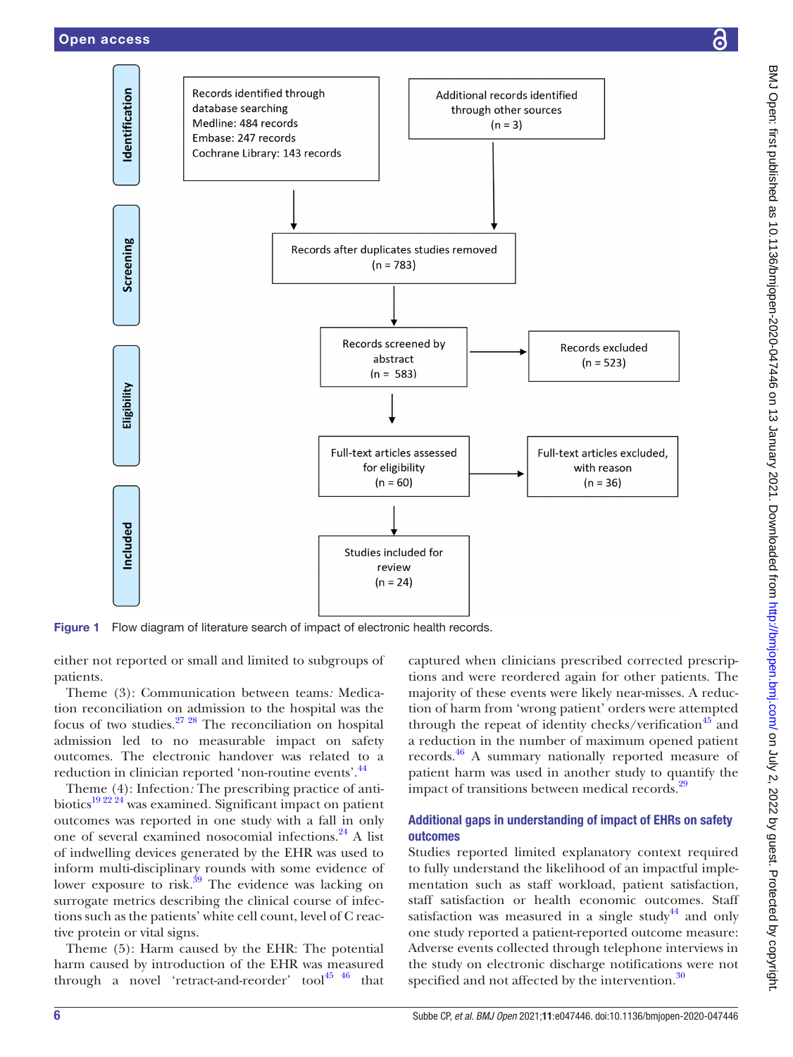Identification

Records identified through database searching
Medline: 484 records
Embase: 247 records
Cochrane Library: 143 records

Additional records identified through other sources
(n = 3)

Screening

Records after duplicates studies removed
(n = 783)

Records screened by abstract
(n = 583)

Records excluded
(n = 523)

Eligibility

Full-text articles assessed for eligibility
(n = 60)

Full-text articles excluded, with reason
(n = 36)

Included

Studies included for review
(n = 24)

**Figure 1** Flow diagram of literature search of impact of electronic health records.

either not reported or small and limited to subgroups of patients.

Theme (3): Communication between teams*:* Medication reconciliation on admission to the hospital was the focus of two studies.[27 28] The reconciliation on hospital admission led to no measurable impact on safety outcomes. The electronic handover was related to a reduction in clinician reported 'non-routine events'.[44]

Theme (4): Infection*:* The prescribing practice of antibiotics[19 22 24] was examined. Significant impact on patient outcomes was reported in one study with a fall in only one of several examined nosocomial infections.[24] A list of indwelling devices generated by the EHR was used to inform multi-disciplinary rounds with some evidence of lower exposure to risk.[39] The evidence was lacking on surrogate metrics describing the clinical course of infections such as the patients' white cell count, level of C reactive protein or vital signs.

Theme (5): Harm caused by the EHR: The potential harm caused by introduction of the EHR was measured through a novel 'retract-and-reorder' tool[45 46] that captured when clinicians prescribed corrected prescriptions and were reordered again for other patients. The majority of these events were likely near-misses. A reduction of harm from 'wrong patient' orders were attempted through the repeat of identity checks/verification[45] and a reduction in the number of maximum opened patient records.[46] A summary nationally reported measure of patient harm was used in another study to quantify the impact of transitions between medical records.[29]

### Additional gaps in understanding of impact of EHRs on safety outcomes

Studies reported limited explanatory context required to fully understand the likelihood of an impactful implementation such as staff workload, patient satisfaction, staff satisfaction or health economic outcomes. Staff satisfaction was measured in a single study[44] and only one study reported a patient-reported outcome measure: Adverse events collected through telephone interviews in the study on electronic discharge notifications were not specified and not affected by the intervention.[30]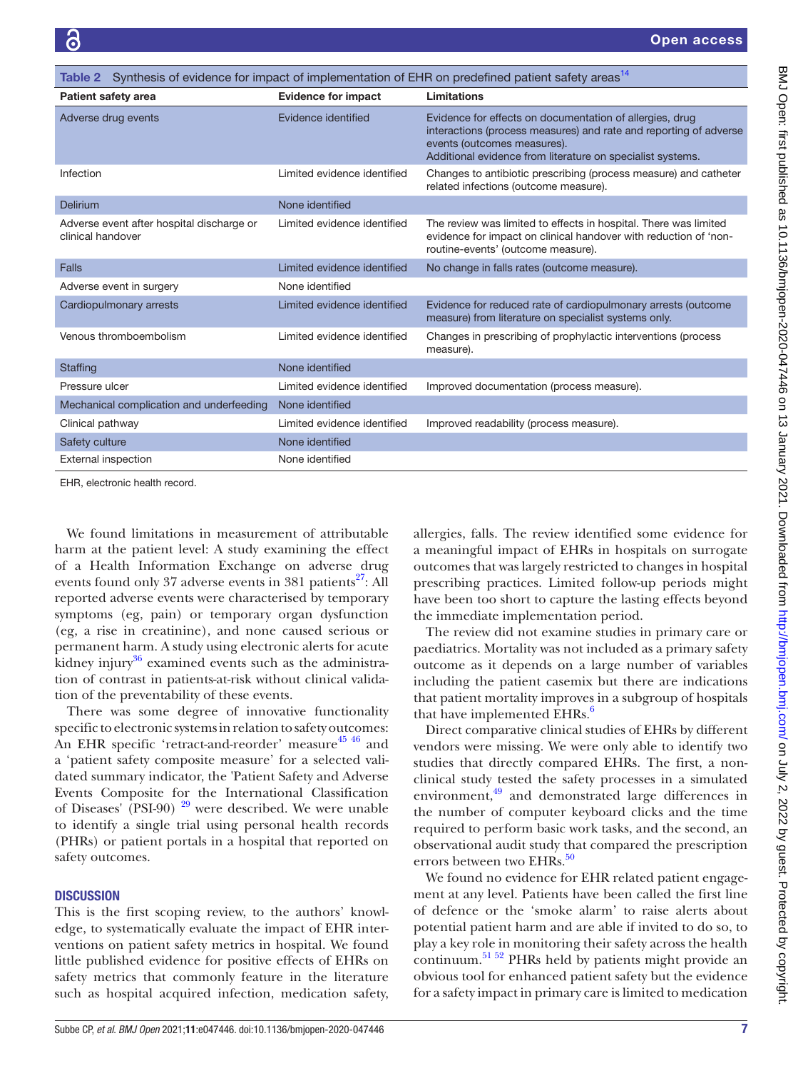Table 2 Synthesis of evidence for impact of implementation of EHR on predefined patient safety areas[14]

| Patient safety area | Evidence for impact | Limitations |
|---|---|---|
| Adverse drug events | Evidence identified | Evidence for effects on documentation of allergies, drug interactions (process measures) and rate and reporting of adverse events (outcomes measures). Additional evidence from literature on specialist systems. |
| Infection | Limited evidence identified | Changes to antibiotic prescribing (process measure) and catheter related infections (outcome measure). |
| Delirium | None identified | |
| Adverse event after hospital discharge or clinical handover | Limited evidence identified | The review was limited to effects in hospital. There was limited evidence for impact on clinical handover with reduction of 'non-routine-events' (outcome measure). |
| Falls | Limited evidence identified | No change in falls rates (outcome measure). |
| Adverse event in surgery | None identified | |
| Cardiopulmonary arrests | Limited evidence identified | Evidence for reduced rate of cardiopulmonary arrests (outcome measure) from literature on specialist systems only. |
| Venous thromboembolism | Limited evidence identified | Changes in prescribing of prophylactic interventions (process measure). |
| Staffing | None identified | |
| Pressure ulcer | Limited evidence identified | Improved documentation (process measure). |
| Mechanical complication and underfeeding | None identified | |
| Clinical pathway | Limited evidence identified | Improved readability (process measure). |
| Safety culture | None identified | |
| External inspection | None identified | |

EHR, electronic health record.

We found limitations in measurement of attributable harm at the patient level: A study examining the effect of a Health Information Exchange on adverse drug events found only 37 adverse events in 381 patients[27]: All reported adverse events were characterised by temporary symptoms (eg, pain) or temporary organ dysfunction (eg, a rise in creatinine), and none caused serious or permanent harm. A study using electronic alerts for acute kidney injury[36] examined events such as the administration of contrast in patients-at-risk without clinical validation of the preventability of these events.

There was some degree of innovative functionality specific to electronic systems in relation to safety outcomes: An EHR specific 'retract-and-reorder' measure[45 46] and a 'patient safety composite measure' for a selected validated summary indicator, the 'Patient Safety and Adverse Events Composite for the International Classification of Diseases' (PSI-90) [29] were described. We were unable to identify a single trial using personal health records (PHRs) or patient portals in a hospital that reported on safety outcomes.

## DISCUSSION

This is the first scoping review, to the authors' knowledge, to systematically evaluate the impact of EHR interventions on patient safety metrics in hospital. We found little published evidence for positive effects of EHRs on safety metrics that commonly feature in the literature such as hospital acquired infection, medication safety, allergies, falls. The review identified some evidence for a meaningful impact of EHRs in hospitals on surrogate outcomes that was largely restricted to changes in hospital prescribing practices. Limited follow-up periods might have been too short to capture the lasting effects beyond the immediate implementation period.

The review did not examine studies in primary care or paediatrics. Mortality was not included as a primary safety outcome as it depends on a large number of variables including the patient casemix but there are indications that patient mortality improves in a subgroup of hospitals that have implemented EHRs.[6]

Direct comparative clinical studies of EHRs by different vendors were missing. We were only able to identify two studies that directly compared EHRs. The first, a non-clinical study tested the safety processes in a simulated environment,[49] and demonstrated large differences in the number of computer keyboard clicks and the time required to perform basic work tasks, and the second, an observational audit study that compared the prescription errors between two EHRs.[50]

We found no evidence for EHR related patient engagement at any level. Patients have been called the first line of defence or the 'smoke alarm' to raise alerts about potential patient harm and are able if invited to do so, to play a key role in monitoring their safety across the health continuum.[51 52] PHRs held by patients might provide an obvious tool for enhanced patient safety but the evidence for a safety impact in primary care is limited to medication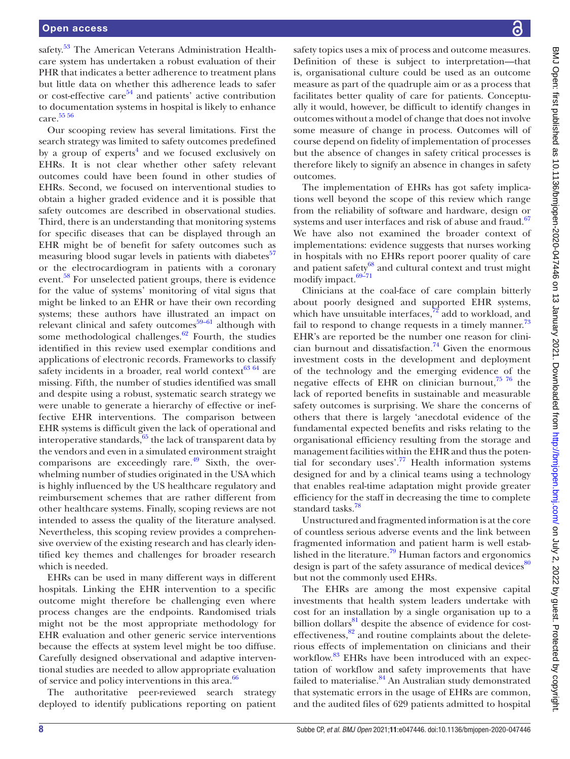safety.[53] The American Veterans Administration Healthcare system has undertaken a robust evaluation of their PHR that indicates a better adherence to treatment plans but little data on whether this adherence leads to safer or cost-effective care[54] and patients' active contribution to documentation systems in hospital is likely to enhance care.[55 56]

Our scooping review has several limitations. First the search strategy was limited to safety outcomes predefined by a group of experts[4] and we focused exclusively on EHRs. It is not clear whether other safety relevant outcomes could have been found in other studies of EHRs. Second, we focused on interventional studies to obtain a higher graded evidence and it is possible that safety outcomes are described in observational studies. Third, there is an understanding that monitoring systems for specific diseases that can be displayed through an EHR might be of benefit for safety outcomes such as measuring blood sugar levels in patients with diabetes[57] or the electrocardiogram in patients with a coronary event.[58] For unselected patient groups, there is evidence for the value of systems' monitoring of vital signs that might be linked to an EHR or have their own recording systems; these authors have illustrated an impact on relevant clinical and safety outcomes[59–61] although with some methodological challenges.[62] Fourth, the studies identified in this review used exemplar conditions and applications of electronic records. Frameworks to classify safety incidents in a broader, real world context[63 64] are missing. Fifth, the number of studies identified was small and despite using a robust, systematic search strategy we were unable to generate a hierarchy of effective or ineffective EHR interventions. The comparison between EHR systems is difficult given the lack of operational and interoperative standards,[65] the lack of transparent data by the vendors and even in a simulated environment straight comparisons are exceedingly rare.[49] Sixth, the overwhelming number of studies originated in the USA which is highly influenced by the US healthcare regulatory and reimbursement schemes that are rather different from other healthcare systems. Finally, scoping reviews are not intended to assess the quality of the literature analysed. Nevertheless, this scoping review provides a comprehensive overview of the existing research and has clearly identified key themes and challenges for broader research which is needed.

EHRs can be used in many different ways in different hospitals. Linking the EHR intervention to a specific outcome might therefore be challenging even where process changes are the endpoints. Randomised trials might not be the most appropriate methodology for EHR evaluation and other generic service interventions because the effects at system level might be too diffuse. Carefully designed observational and adaptive interventional studies are needed to allow appropriate evaluation of service and policy interventions in this area.[66]

The authoritative peer-reviewed search strategy deployed to identify publications reporting on patient safety topics uses a mix of process and outcome measures. Definition of these is subject to interpretation—that is, organisational culture could be used as an outcome measure as part of the quadruple aim or as a process that facilitates better quality of care for patients. Conceptually it would, however, be difficult to identify changes in outcomes without a model of change that does not involve some measure of change in process. Outcomes will of course depend on fidelity of implementation of processes but the absence of changes in safety critical processes is therefore likely to signify an absence in changes in safety outcomes.

The implementation of EHRs has got safety implications well beyond the scope of this review which range from the reliability of software and hardware, design or systems and user interfaces and risk of abuse and fraud.[67] We have also not examined the broader context of implementations: evidence suggests that nurses working in hospitals with no EHRs report poorer quality of care and patient safety[68] and cultural context and trust might modify impact.[69–71]

Clinicians at the coal-face of care complain bitterly about poorly designed and supported EHR systems, which have unsuitable interfaces,[72] add to workload, and fail to respond to change requests in a timely manner.[73] EHR's are reported be the number one reason for clinician burnout and dissatisfaction.[74] Given the enormous investment costs in the development and deployment of the technology and the emerging evidence of the negative effects of EHR on clinician burnout,[75 76] the lack of reported benefits in sustainable and measurable safety outcomes is surprising. We share the concerns of others that there is largely 'anecdotal evidence of the fundamental expected benefits and risks relating to the organisational efficiency resulting from the storage and management facilities within the EHR and thus the potential for secondary uses'.[77] Health information systems designed for and by a clinical teams using a technology that enables real-time adaptation might provide greater efficiency for the staff in decreasing the time to complete standard tasks.[78]

Unstructured and fragmented information is at the core of countless serious adverse events and the link between fragmented information and patient harm is well established in the literature.[79] Human factors and ergonomics design is part of the safety assurance of medical devices[80] but not the commonly used EHRs.

The EHRs are among the most expensive capital investments that health system leaders undertake with cost for an installation by a single organisation up to a billion dollars[81] despite the absence of evidence for cost-effectiveness,[82] and routine complaints about the deleterious effects of implementation on clinicians and their workflow.[83] EHRs have been introduced with an expectation of workflow and safety improvements that have failed to materialise.[84] An Australian study demonstrated that systematic errors in the usage of EHRs are common, and the audited files of 629 patients admitted to hospital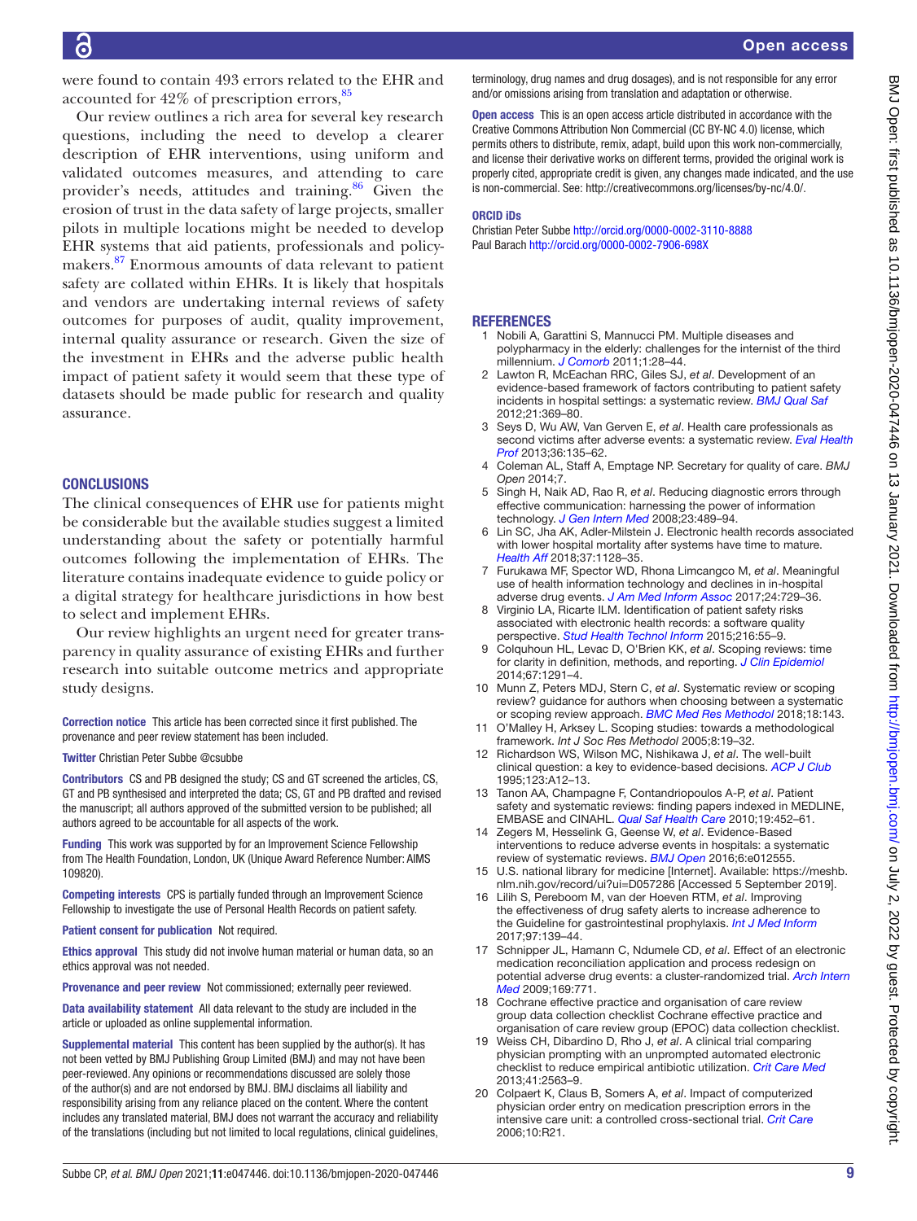were found to contain 493 errors related to the EHR and accounted for 42% of prescription errors,[85]

Our review outlines a rich area for several key research questions, including the need to develop a clearer description of EHR interventions, using uniform and validated outcomes measures, and attending to care provider's needs, attitudes and training.[86] Given the erosion of trust in the data safety of large projects, smaller pilots in multiple locations might be needed to develop EHR systems that aid patients, professionals and policy-makers.[87] Enormous amounts of data relevant to patient safety are collated within EHRs. It is likely that hospitals and vendors are undertaking internal reviews of safety outcomes for purposes of audit, quality improvement, internal quality assurance or research. Given the size of the investment in EHRs and the adverse public health impact of patient safety it would seem that these type of datasets should be made public for research and quality assurance.

## CONCLUSIONS

The clinical consequences of EHR use for patients might be considerable but the available studies suggest a limited understanding about the safety or potentially harmful outcomes following the implementation of EHRs. The literature contains inadequate evidence to guide policy or a digital strategy for healthcare jurisdictions in how best to select and implement EHRs.

Our review highlights an urgent need for greater transparency in quality assurance of existing EHRs and further research into suitable outcome metrics and appropriate study designs.

**Correction notice** This article has been corrected since it first published. The provenance and peer review statement has been included.

**Twitter** Christian Peter Subbe @csubbe

**Contributors** CS and PB designed the study; CS and GT screened the articles, CS, GT and PB synthesised and interpreted the data; CS, GT and PB drafted and revised the manuscript; all authors approved of the submitted version to be published; all authors agreed to be accountable for all aspects of the work.

**Funding** This work was supported by for an Improvement Science Fellowship from The Health Foundation, London, UK (Unique Award Reference Number: AIMS 109820).

**Competing interests** CPS is partially funded through an Improvement Science Fellowship to investigate the use of Personal Health Records on patient safety.

**Patient consent for publication** Not required.

**Ethics approval** This study did not involve human material or human data, so an ethics approval was not needed.

**Provenance and peer review** Not commissioned; externally peer reviewed.

**Data availability statement** All data relevant to the study are included in the article or uploaded as online supplemental information.

**Supplemental material** This content has been supplied by the author(s). It has not been vetted by BMJ Publishing Group Limited (BMJ) and may not have been peer-reviewed. Any opinions or recommendations discussed are solely those of the author(s) and are not endorsed by BMJ. BMJ disclaims all liability and responsibility arising from any reliance placed on the content. Where the content includes any translated material, BMJ does not warrant the accuracy and reliability of the translations (including but not limited to local regulations, clinical guidelines, terminology, drug names and drug dosages), and is not responsible for any error and/or omissions arising from translation and adaptation or otherwise.

**Open access** This is an open access article distributed in accordance with the Creative Commons Attribution Non Commercial (CC BY-NC 4.0) license, which permits others to distribute, remix, adapt, build upon this work non-commercially, and license their derivative works on different terms, provided the original work is properly cited, appropriate credit is given, any changes made indicated, and the use is non-commercial. See: http://creativecommons.org/licenses/by-nc/4.0/.

**ORCID iDs**

Christian Peter Subbe http://orcid.org/0000-0002-3110-8888
Paul Barach http://orcid.org/0000-0002-7906-698X

## REFERENCES

1. Nobili A, Garattini S, Mannucci PM. Multiple diseases and polypharmacy in the elderly: challenges for the internist of the third millennium. *J Comorb* 2011;1:28–44.
2. Lawton R, McEachan RRC, Giles SJ, *et al*. Development of an evidence-based framework of factors contributing to patient safety incidents in hospital settings: a systematic review. *BMJ Qual Saf* 2012;21:369–80.
3. Seys D, Wu AW, Van Gerven E, *et al*. Health care professionals as second victims after adverse events: a systematic review. *Eval Health Prof* 2013;36:135–62.
4. Coleman AL, Staff A, Emptage NP. Secretary for quality of care. *BMJ Open* 2014;7.
5. Singh H, Naik AD, Rao R, *et al*. Reducing diagnostic errors through effective communication: harnessing the power of information technology. *J Gen Intern Med* 2008;23:489–94.
6. Lin SC, Jha AK, Adler-Milstein J. Electronic health records associated with lower hospital mortality after systems have time to mature. *Health Aff* 2018;37:1128–35.
7. Furukawa MF, Spector WD, Rhona Limcangco M, *et al*. Meaningful use of health information technology and declines in in-hospital adverse drug events. *J Am Med Inform Assoc* 2017;24:729–36.
8. Virginio LA, Ricarte ILM. Identification of patient safety risks associated with electronic health records: a software quality perspective. *Stud Health Technol Inform* 2015;216:55–9.
9. Colquhoun HL, Levac D, O'Brien KK, *et al*. Scoping reviews: time for clarity in definition, methods, and reporting. *J Clin Epidemiol* 2014;67:1291–4.
10. Munn Z, Peters MDJ, Stern C, *et al*. Systematic review or scoping review? guidance for authors when choosing between a systematic or scoping review approach. *BMC Med Res Methodol* 2018;18:143.
11. O'Malley H, Arksey L. Scoping studies: towards a methodological framework. *Int J Soc Res Methodol* 2005;8:19–32.
12. Richardson WS, Wilson MC, Nishikawa J, *et al*. The well-built clinical question: a key to evidence-based decisions. *ACP J Club* 1995;123:A12–13.
13. Tanon AA, Champagne F, Contandriopoulos A-P, *et al*. Patient safety and systematic reviews: finding papers indexed in MEDLINE, EMBASE and CINAHL. *Qual Saf Health Care* 2010;19:452–61.
14. Zegers M, Hesselink G, Geense W, *et al*. Evidence-Based interventions to reduce adverse events in hospitals: a systematic review of systematic reviews. *BMJ Open* 2016;6:e012555.
15. U.S. national library for medicine [Internet]. Available: https://meshb.nlm.nih.gov/record/ui?ui=D057286 [Accessed 5 September 2019].
16. Lilih S, Pereboom M, van der Hoeven RTM, *et al*. Improving the effectiveness of drug safety alerts to increase adherence to the Guideline for gastrointestinal prophylaxis. *Int J Med Inform* 2017;97:139–44.
17. Schnipper JL, Hamann C, Ndumele CD, *et al*. Effect of an electronic medication reconciliation application and process redesign on potential adverse drug events: a cluster-randomized trial. *Arch Intern Med* 2009;169:771.
18. Cochrane effective practice and organisation of care review group data collection checklist Cochrane effective practice and organisation of care review group (EPOC) data collection checklist.
19. Weiss CH, Dibardino D, Rho J, *et al*. A clinical trial comparing physician prompting with an unprompted automated electronic checklist to reduce empirical antibiotic utilization. *Crit Care Med* 2013;41:2563–9.
20. Colpaert K, Claus B, Somers A, *et al*. Impact of computerized physician order entry on medication prescription errors in the intensive care unit: a controlled cross-sectional trial. *Crit Care* 2006;10:R21.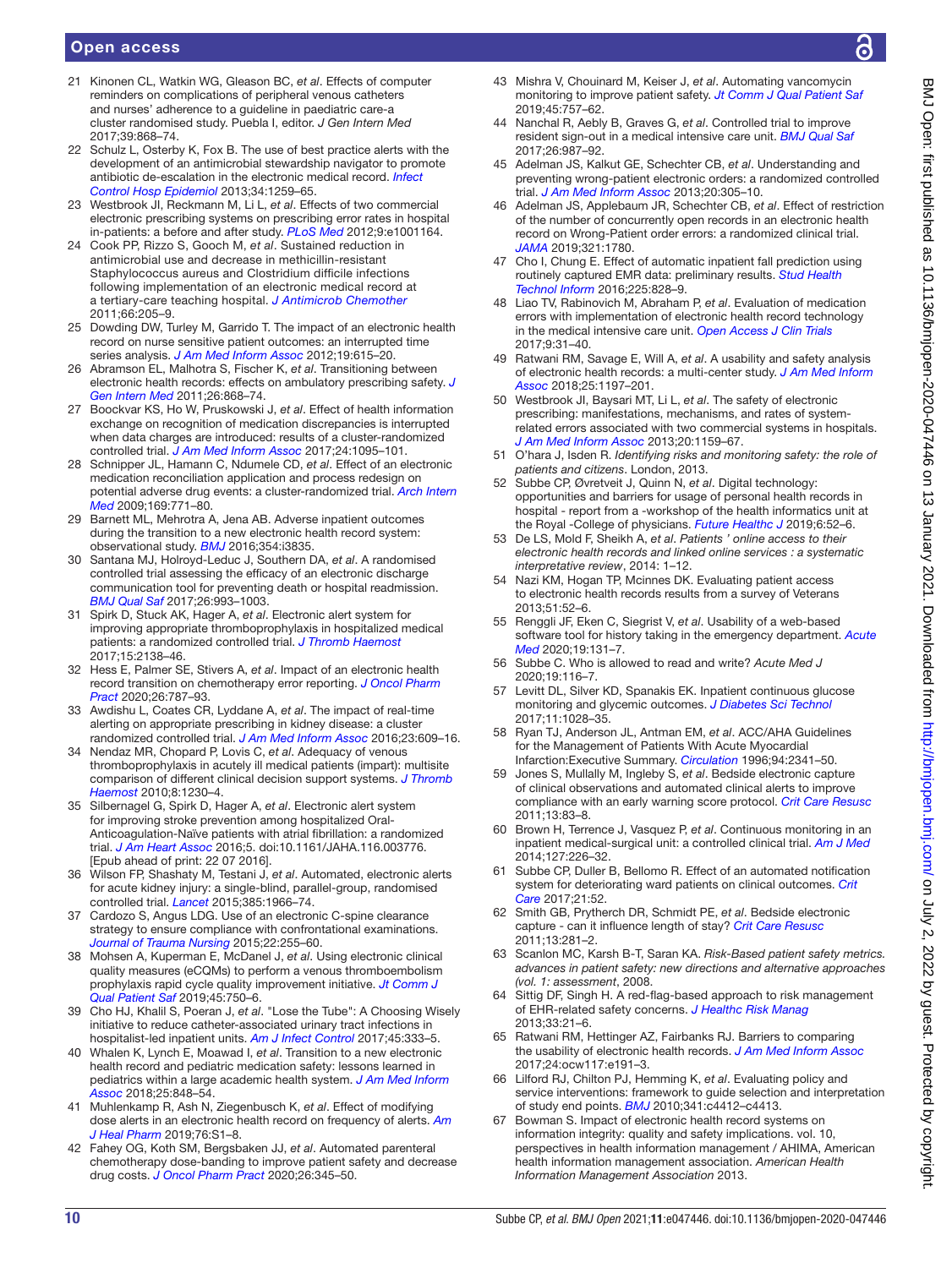21 Kinonen CL, Watkin WG, Gleason BC, *et al*. Effects of computer reminders on complications of peripheral venous catheters and nurses' adherence to a guideline in paediatric care-a cluster randomised study. Puebla I, editor. *J Gen Intern Med* 2017;39:868–74.
22 Schulz L, Osterby K, Fox B. The use of best practice alerts with the development of an antimicrobial stewardship navigator to promote antibiotic de-escalation in the electronic medical record. *Infect Control Hosp Epidemiol* 2013;34:1259–65.
23 Westbrook JI, Reckmann M, Li L, *et al*. Effects of two commercial electronic prescribing systems on prescribing error rates in hospital in-patients: a before and after study. *PLoS Med* 2012;9:e1001164.
24 Cook PP, Rizzo S, Gooch M, *et al*. Sustained reduction in antimicrobial use and decrease in methicillin-resistant Staphylococcus aureus and Clostridium difficile infections following implementation of an electronic medical record at a tertiary-care teaching hospital. *J Antimicrob Chemother* 2011;66:205–9.
25 Dowding DW, Turley M, Garrido T. The impact of an electronic health record on nurse sensitive patient outcomes: an interrupted time series analysis. *J Am Med Inform Assoc* 2012;19:615–20.
26 Abramson EL, Malhotra S, Fischer K, *et al*. Transitioning between electronic health records: effects on ambulatory prescribing safety. *J Gen Intern Med* 2011;26:868–74.
27 Boockvar KS, Ho W, Pruskowski J, *et al*. Effect of health information exchange on recognition of medication discrepancies is interrupted when data charges are introduced: results of a cluster-randomized controlled trial. *J Am Med Inform Assoc* 2017;24:1095–101.
28 Schnipper JL, Hamann C, Ndumele CD, *et al*. Effect of an electronic medication reconciliation application and process redesign on potential adverse drug events: a cluster-randomized trial. *Arch Intern Med* 2009;169:771–80.
29 Barnett ML, Mehrotra A, Jena AB. Adverse inpatient outcomes during the transition to a new electronic health record system: observational study. *BMJ* 2016;354:i3835.
30 Santana MJ, Holroyd-Leduc J, Southern DA, *et al*. A randomised controlled trial assessing the efficacy of an electronic discharge communication tool for preventing death or hospital readmission. *BMJ Qual Saf* 2017;26:993–1003.
31 Spirk D, Stuck AK, Hager A, *et al*. Electronic alert system for improving appropriate thromboprophylaxis in hospitalized medical patients: a randomized controlled trial. *J Thromb Haemost* 2017;15:2138–46.
32 Hess E, Palmer SE, Stivers A, *et al*. Impact of an electronic health record transition on chemotherapy error reporting. *J Oncol Pharm Pract* 2020;26:787–93.
33 Awdishu L, Coates CR, Lyddane A, *et al*. The impact of real-time alerting on appropriate prescribing in kidney disease: a cluster randomized controlled trial. *J Am Med Inform Assoc* 2016;23:609–16.
34 Nendaz MR, Chopard P, Lovis C, *et al*. Adequacy of venous thromboprophylaxis in acutely ill medical patients (impart): multisite comparison of different clinical decision support systems. *J Thromb Haemost* 2010;8:1230–4.
35 Silbernagel G, Spirk D, Hager A, *et al*. Electronic alert system for improving stroke prevention among hospitalized Oral-Anticoagulation-Naïve patients with atrial fibrillation: a randomized trial. *J Am Heart Assoc* 2016;5. doi:10.1161/JAHA.116.003776. [Epub ahead of print: 22 07 2016].
36 Wilson FP, Shashaty M, Testani J, *et al*. Automated, electronic alerts for acute kidney injury: a single-blind, parallel-group, randomised controlled trial. *Lancet* 2015;385:1966–74.
37 Cardozo S, Angus LDG. Use of an electronic C-spine clearance strategy to ensure compliance with confrontational examinations. *Journal of Trauma Nursing* 2015;22:255–60.
38 Mohsen A, Kuperman E, McDanel J, *et al*. Using electronic clinical quality measures (eCQMs) to perform a venous thromboembolism prophylaxis rapid cycle quality improvement initiative. *Jt Comm J Qual Patient Saf* 2019;45:750–6.
39 Cho HJ, Khalil S, Poeran J, *et al*. "Lose the Tube": A Choosing Wisely initiative to reduce catheter-associated urinary tract infections in hospitalist-led inpatient units. *Am J Infect Control* 2017;45:333–5.
40 Whalen K, Lynch E, Moawad I, *et al*. Transition to a new electronic health record and pediatric medication safety: lessons learned in pediatrics within a large academic health system. *J Am Med Inform Assoc* 2018;25:848–54.
41 Muhlenkamp R, Ash N, Ziegenbusch K, *et al*. Effect of modifying dose alerts in an electronic health record on frequency of alerts. *Am J Heal Pharm* 2019;76:S1–8.
42 Fahey OG, Koth SM, Bergsbaken JJ, *et al*. Automated parenteral chemotherapy dose-banding to improve patient safety and decrease drug costs. *J Oncol Pharm Pract* 2020;26:345–50.
43 Mishra V, Chouinard M, Keiser J, *et al*. Automating vancomycin monitoring to improve patient safety. *Jt Comm J Qual Patient Saf* 2019;45:757–62.
44 Nanchal R, Aebly B, Graves G, *et al*. Controlled trial to improve resident sign-out in a medical intensive care unit. *BMJ Qual Saf* 2017;26:987–92.
45 Adelman JS, Kalkut GE, Schechter CB, *et al*. Understanding and preventing wrong-patient electronic orders: a randomized controlled trial. *J Am Med Inform Assoc* 2013;20:305–10.
46 Adelman JS, Applebaum JR, Schechter CB, *et al*. Effect of restriction of the number of concurrently open records in an electronic health record on Wrong-Patient order errors: a randomized clinical trial. *JAMA* 2019;321:1780.
47 Cho I, Chung E. Effect of automatic inpatient fall prediction using routinely captured EMR data: preliminary results. *Stud Health Technol Inform* 2016;225:828–9.
48 Liao TV, Rabinovich M, Abraham P, *et al*. Evaluation of medication errors with implementation of electronic health record technology in the medical intensive care unit. *Open Access J Clin Trials* 2017;9:31–40.
49 Ratwani RM, Savage E, Will A, *et al*. A usability and safety analysis of electronic health records: a multi-center study. *J Am Med Inform Assoc* 2018;25:1197–201.
50 Westbrook JI, Baysari MT, Li L, *et al*. The safety of electronic prescribing: manifestations, mechanisms, and rates of system-related errors associated with two commercial systems in hospitals. *J Am Med Inform Assoc* 2013;20:1159–67.
51 O'hara J, Isden R. *Identifying risks and monitoring safety: the role of patients and citizens*. London, 2013.
52 Subbe CP, Øvretveit J, Quinn N, *et al*. Digital technology: opportunities and barriers for usage of personal health records in hospital - report from a -workshop of the health informatics unit at the Royal -College of physicians. *Future Healthc J* 2019;6:52–6.
53 De LS, Mold F, Sheikh A, *et al*. *Patients ' online access to their electronic health records and linked online services : a systematic interpretative review*, 2014: 1–12.
54 Nazi KM, Hogan TP, Mcinnes DK. Evaluating patient access to electronic health records results from a survey of Veterans 2013;51:52–6.
55 Renggli JF, Eken C, Siegrist V, *et al*. Usability of a web-based software tool for history taking in the emergency department. *Acute Med* 2020;19:131–7.
56 Subbe C. Who is allowed to read and write? *Acute Med J* 2020;19:116–7.
57 Levitt DL, Silver KD, Spanakis EK. Inpatient continuous glucose monitoring and glycemic outcomes. *J Diabetes Sci Technol* 2017;11:1028–35.
58 Ryan TJ, Anderson JL, Antman EM, *et al*. ACC/AHA Guidelines for the Management of Patients With Acute Myocardial Infarction:Executive Summary. *Circulation* 1996;94:2341–50.
59 Jones S, Mullally M, Ingleby S, *et al*. Bedside electronic capture of clinical observations and automated clinical alerts to improve compliance with an early warning score protocol. *Crit Care Resusc* 2011;13:83–8.
60 Brown H, Terrence J, Vasquez P, *et al*. Continuous monitoring in an inpatient medical-surgical unit: a controlled clinical trial. *Am J Med* 2014;127:226–32.
61 Subbe CP, Duller B, Bellomo R. Effect of an automated notification system for deteriorating ward patients on clinical outcomes. *Crit Care* 2017;21:52.
62 Smith GB, Prytherch DR, Schmidt PE, *et al*. Bedside electronic capture - can it influence length of stay? *Crit Care Resusc* 2011;13:281–2.
63 Scanlon MC, Karsh B-T, Saran KA. *Risk-Based patient safety metrics. advances in patient safety: new directions and alternative approaches (vol. 1: assessment*, 2008.
64 Sittig DF, Singh H. A red-flag-based approach to risk management of EHR-related safety concerns. *J Healthc Risk Manag* 2013;33:21–6.
65 Ratwani RM, Hettinger AZ, Fairbanks RJ. Barriers to comparing the usability of electronic health records. *J Am Med Inform Assoc* 2017;24:ocw117:e191–3.
66 Lilford RJ, Chilton PJ, Hemming K, *et al*. Evaluating policy and service interventions: framework to guide selection and interpretation of study end points. *BMJ* 2010;341:c4412–c4413.
67 Bowman S. Impact of electronic health record systems on information integrity: quality and safety implications. vol. 10, perspectives in health information management / AHIMA, American health information management association. *American Health Information Management Association* 2013.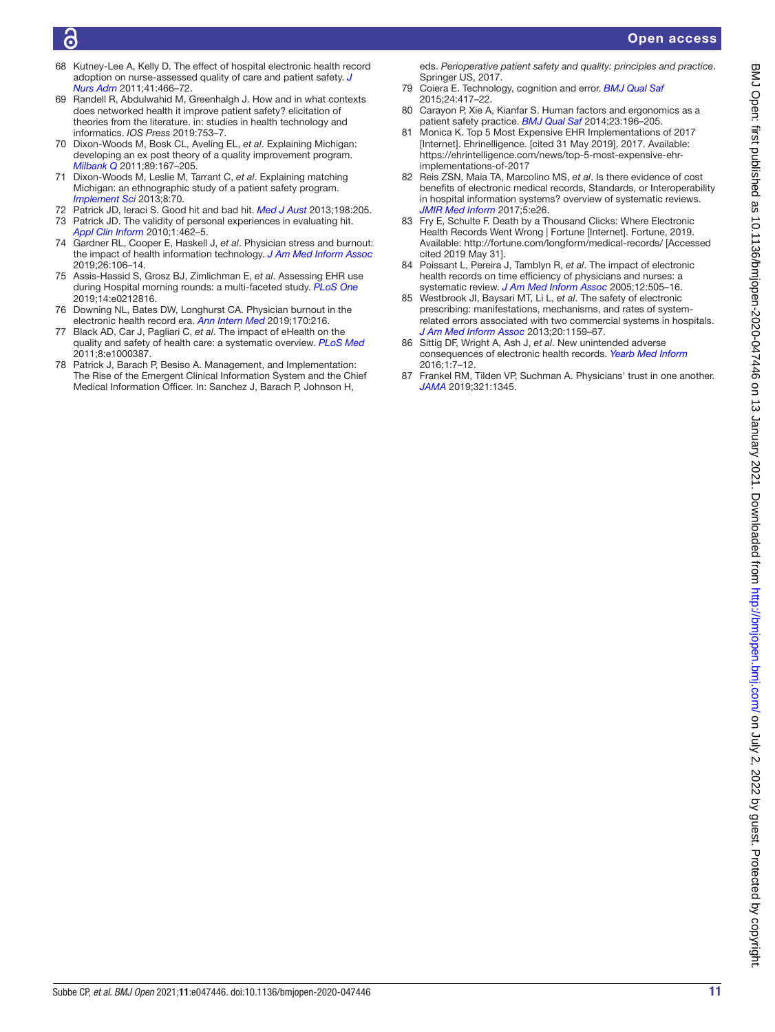68 Kutney-Lee A, Kelly D. The effect of hospital electronic health record adoption on nurse-assessed quality of care and patient safety. *J Nurs Adm* 2011;41:466–72.
69 Randell R, Abdulwahid M, Greenhalgh J. How and in what contexts does networked health it improve patient safety? elicitation of theories from the literature. in: studies in health technology and informatics. *IOS Press* 2019:753–7.
70 Dixon-Woods M, Bosk CL, Aveling EL, *et al*. Explaining Michigan: developing an ex post theory of a quality improvement program. *Milbank Q* 2011;89:167–205.
71 Dixon-Woods M, Leslie M, Tarrant C, *et al*. Explaining matching Michigan: an ethnographic study of a patient safety program. *Implement Sci* 2013;8:70.
72 Patrick JD, Ieraci S. Good hit and bad hit. *Med J Aust* 2013;198:205.
73 Patrick JD. The validity of personal experiences in evaluating hit. *Appl Clin Inform* 2010;1:462–5.
74 Gardner RL, Cooper E, Haskell J, *et al*. Physician stress and burnout: the impact of health information technology. *J Am Med Inform Assoc* 2019;26:106–14.
75 Assis-Hassid S, Grosz BJ, Zimlichman E, *et al*. Assessing EHR use during Hospital morning rounds: a multi-faceted study. *PLoS One* 2019;14:e0212816.
76 Downing NL, Bates DW, Longhurst CA. Physician burnout in the electronic health record era. *Ann Intern Med* 2019;170:216.
77 Black AD, Car J, Pagliari C, *et al*. The impact of eHealth on the quality and safety of health care: a systematic overview. *PLoS Med* 2011;8:e1000387.
78 Patrick J, Barach P, Besiso A. Management, and Implementation: The Rise of the Emergent Clinical Information System and the Chief Medical Information Officer. In: Sanchez J, Barach P, Johnson H, eds. *Perioperative patient safety and quality: principles and practice*. Springer US, 2017.
79 Coiera E. Technology, cognition and error. *BMJ Qual Saf* 2015;24:417–22.
80 Carayon P, Xie A, Kianfar S. Human factors and ergonomics as a patient safety practice. *BMJ Qual Saf* 2014;23:196–205.
81 Monica K. Top 5 Most Expensive EHR Implementations of 2017 [Internet]. Ehrinelligence. [cited 31 May 2019], 2017. Available: https://ehrintelligence.com/news/top-5-most-expensive-ehr-implementations-of-2017
82 Reis ZSN, Maia TA, Marcolino MS, *et al*. Is there evidence of cost benefits of electronic medical records, Standards, or Interoperability in hospital information systems? overview of systematic reviews. *JMIR Med Inform* 2017;5:e26.
83 Fry E, Schulte F. Death by a Thousand Clicks: Where Electronic Health Records Went Wrong | Fortune [Internet]. Fortune, 2019. Available: http://fortune.com/longform/medical-records/ [Accessed cited 2019 May 31].
84 Poissant L, Pereira J, Tamblyn R, *et al*. The impact of electronic health records on time efficiency of physicians and nurses: a systematic review. *J Am Med Inform Assoc* 2005;12:505–16.
85 Westbrook JI, Baysari MT, Li L, *et al*. The safety of electronic prescribing: manifestations, mechanisms, and rates of system-related errors associated with two commercial systems in hospitals. *J Am Med Inform Assoc* 2013;20:1159–67.
86 Sittig DF, Wright A, Ash J, *et al*. New unintended adverse consequences of electronic health records. *Yearb Med Inform* 2016;1:7–12.
87 Frankel RM, Tilden VP, Suchman A. Physicians' trust in one another. *JAMA* 2019;321:1345.